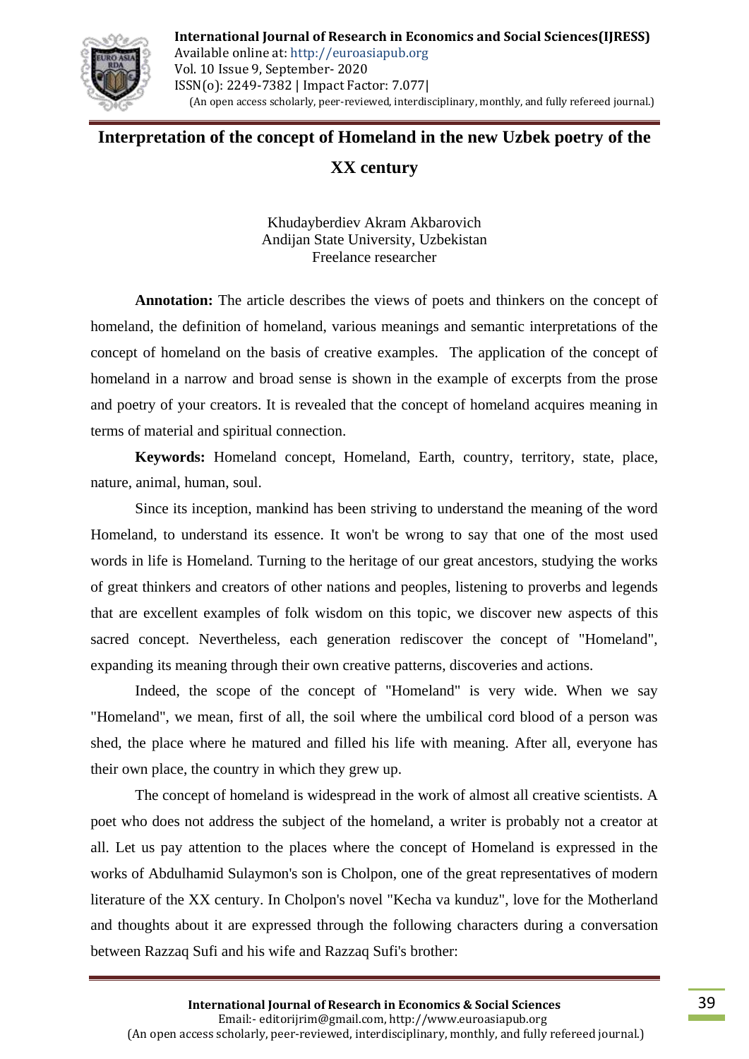# Interpretation of the concept of Homeland in the new Uzbek poetry of the XX century

Khudayberdiev Akram Akbarovich
Andijan State University, Uzbekistan
Freelance researcher

**Annotation:** The article describes the views of poets and thinkers on the concept of homeland, the definition of homeland, various meanings and semantic interpretations of the concept of homeland on the basis of creative examples. The application of the concept of homeland in a narrow and broad sense is shown in the example of excerpts from the prose and poetry of your creators. It is revealed that the concept of homeland acquires meaning in terms of material and spiritual connection.

**Keywords:** Homeland concept, Homeland, Earth, country, territory, state, place, nature, animal, human, soul.

Since its inception, mankind has been striving to understand the meaning of the word Homeland, to understand its essence. It won't be wrong to say that one of the most used words in life is Homeland. Turning to the heritage of our great ancestors, studying the works of great thinkers and creators of other nations and peoples, listening to proverbs and legends that are excellent examples of folk wisdom on this topic, we discover new aspects of this sacred concept. Nevertheless, each generation rediscover the concept of "Homeland", expanding its meaning through their own creative patterns, discoveries and actions.

Indeed, the scope of the concept of "Homeland" is very wide. When we say "Homeland", we mean, first of all, the soil where the umbilical cord blood of a person was shed, the place where he matured and filled his life with meaning. After all, everyone has their own place, the country in which they grew up.

The concept of homeland is widespread in the work of almost all creative scientists. A poet who does not address the subject of the homeland, a writer is probably not a creator at all. Let us pay attention to the places where the concept of Homeland is expressed in the works of Abdulhamid Sulaymon's son is Cholpon, one of the great representatives of modern literature of the XX century. In Cholpon's novel "Kecha va kunduz", love for the Motherland and thoughts about it are expressed through the following characters during a conversation between Razzaq Sufi and his wife and Razzaq Sufi's brother: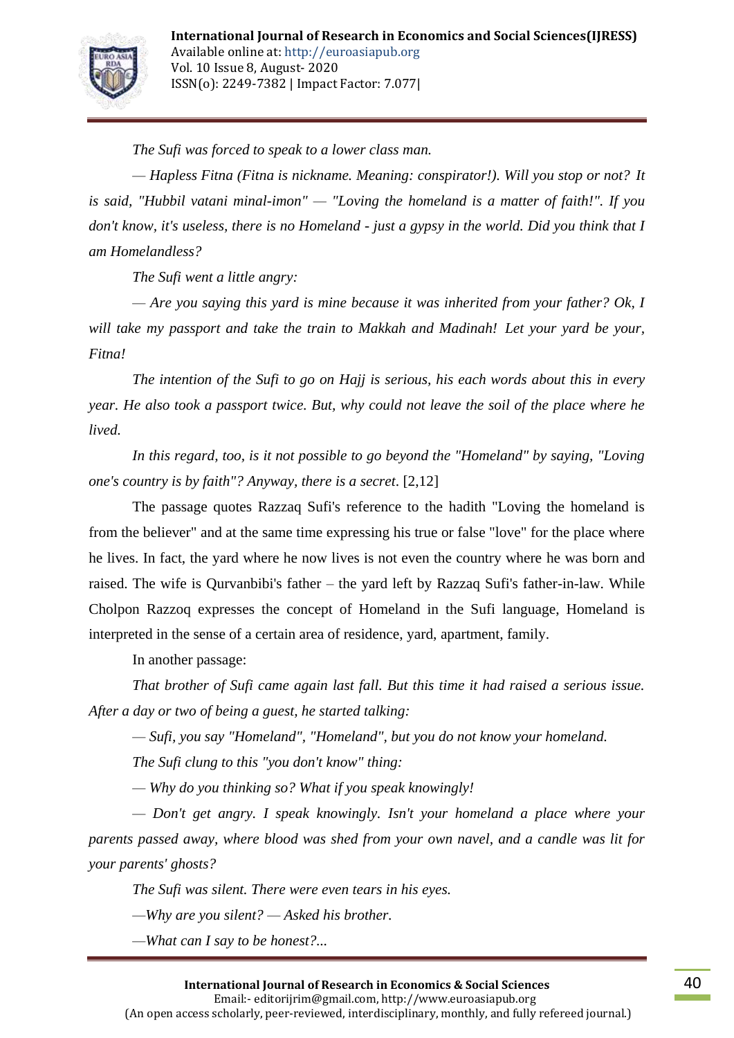*The Sufi was forced to speak to a lower class man.*

*— Hapless Fitna (Fitna is nickname. Meaning: conspirator!). Will you stop or not? It is said, "Hubbil vatani minal-imon" — "Loving the homeland is a matter of faith!". If you don't know, it's useless, there is no Homeland - just a gypsy in the world. Did you think that I am Homelandless?*

*The Sufi went a little angry:*

*— Are you saying this yard is mine because it was inherited from your father? Ok, I will take my passport and take the train to Makkah and Madinah! Let your yard be your, Fitna!*

*The intention of the Sufi to go on Hajj is serious, his each words about this in every year. He also took a passport twice. But, why could not leave the soil of the place where he lived.*

*In this regard, too, is it not possible to go beyond the "Homeland" by saying, "Loving one's country is by faith"? Anyway, there is a secret*. [2,12]

The passage quotes Razzaq Sufi's reference to the hadith "Loving the homeland is from the believer" and at the same time expressing his true or false "love" for the place where he lives. In fact, the yard where he now lives is not even the country where he was born and raised. The wife is Qurvanbibi's father – the yard left by Razzaq Sufi's father-in-law. While Cholpon Razzoq expresses the concept of Homeland in the Sufi language, Homeland is interpreted in the sense of a certain area of residence, yard, apartment, family.

In another passage:

*That brother of Sufi came again last fall. But this time it had raised a serious issue. After a day or two of being a guest, he started talking:*

*— Sufi, you say "Homeland", "Homeland", but you do not know your homeland.*

*The Sufi clung to this "you don't know" thing:*

*— Why do you thinking so? What if you speak knowingly!*

*— Don't get angry. I speak knowingly. Isn't your homeland a place where your parents passed away, where blood was shed from your own navel, and a candle was lit for your parents' ghosts?*

*The Sufi was silent. There were even tears in his eyes.*

*—Why are you silent? — Asked his brother.*

*—What can I say to be honest?...*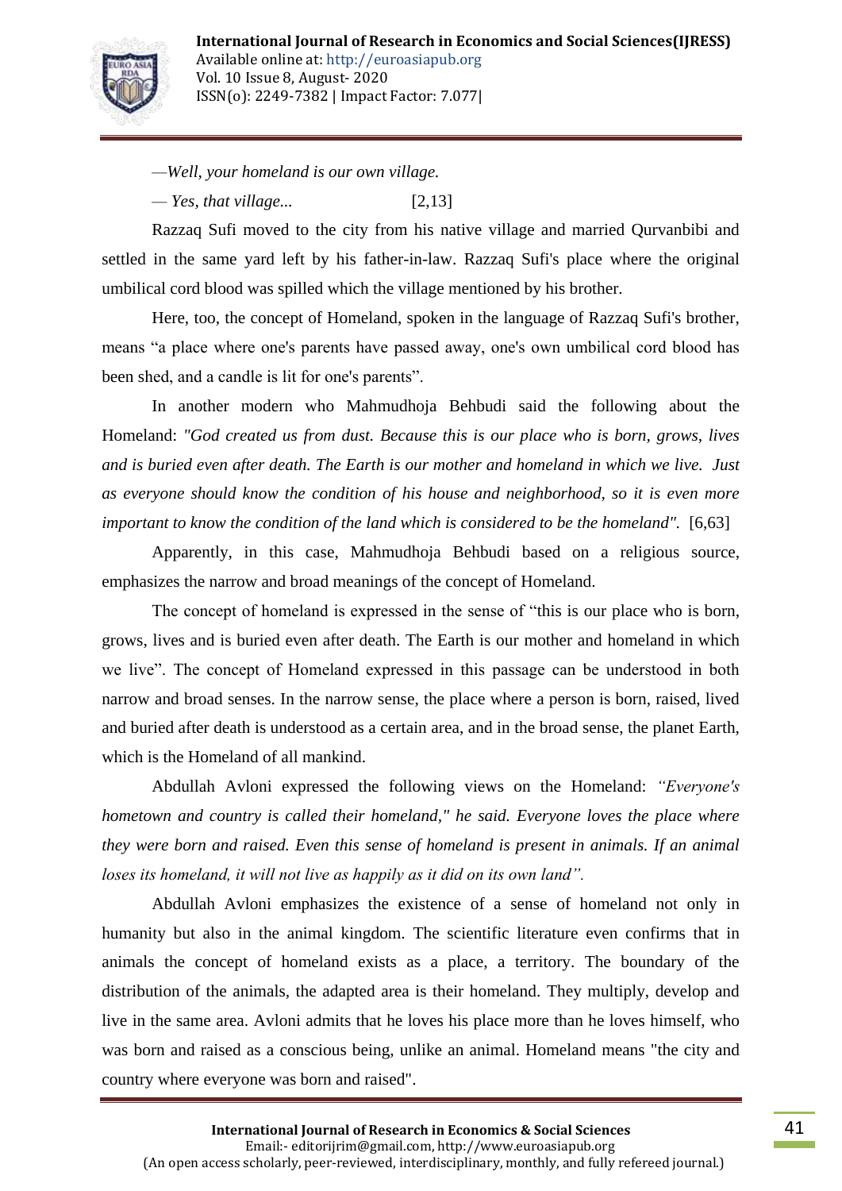*—Well, your homeland is our own village.*

*— Yes, that village...* [2,13]

Razzaq Sufi moved to the city from his native village and married Qurvanbibi and settled in the same yard left by his father-in-law. Razzaq Sufi's place where the original umbilical cord blood was spilled which the village mentioned by his brother.

Here, too, the concept of Homeland, spoken in the language of Razzaq Sufi's brother, means "a place where one's parents have passed away, one's own umbilical cord blood has been shed, and a candle is lit for one's parents".

In another modern who Mahmudhoja Behbudi said the following about the Homeland: *"God created us from dust. Because this is our place who is born, grows, lives and is buried even after death. The Earth is our mother and homeland in which we live. Just as everyone should know the condition of his house and neighborhood, so it is even more important to know the condition of the land which is considered to be the homeland".* [6,63]

Apparently, in this case, Mahmudhoja Behbudi based on a religious source, emphasizes the narrow and broad meanings of the concept of Homeland.

The concept of homeland is expressed in the sense of "this is our place who is born, grows, lives and is buried even after death. The Earth is our mother and homeland in which we live". The concept of Homeland expressed in this passage can be understood in both narrow and broad senses. In the narrow sense, the place where a person is born, raised, lived and buried after death is understood as a certain area, and in the broad sense, the planet Earth, which is the Homeland of all mankind.

Abdullah Avloni expressed the following views on the Homeland: *"Everyone's hometown and country is called their homeland," he said. Everyone loves the place where they were born and raised. Even this sense of homeland is present in animals. If an animal loses its homeland, it will not live as happily as it did on its own land".*

Abdullah Avloni emphasizes the existence of a sense of homeland not only in humanity but also in the animal kingdom. The scientific literature even confirms that in animals the concept of homeland exists as a place, a territory. The boundary of the distribution of the animals, the adapted area is their homeland. They multiply, develop and live in the same area. Avloni admits that he loves his place more than he loves himself, who was born and raised as a conscious being, unlike an animal. Homeland means "the city and country where everyone was born and raised".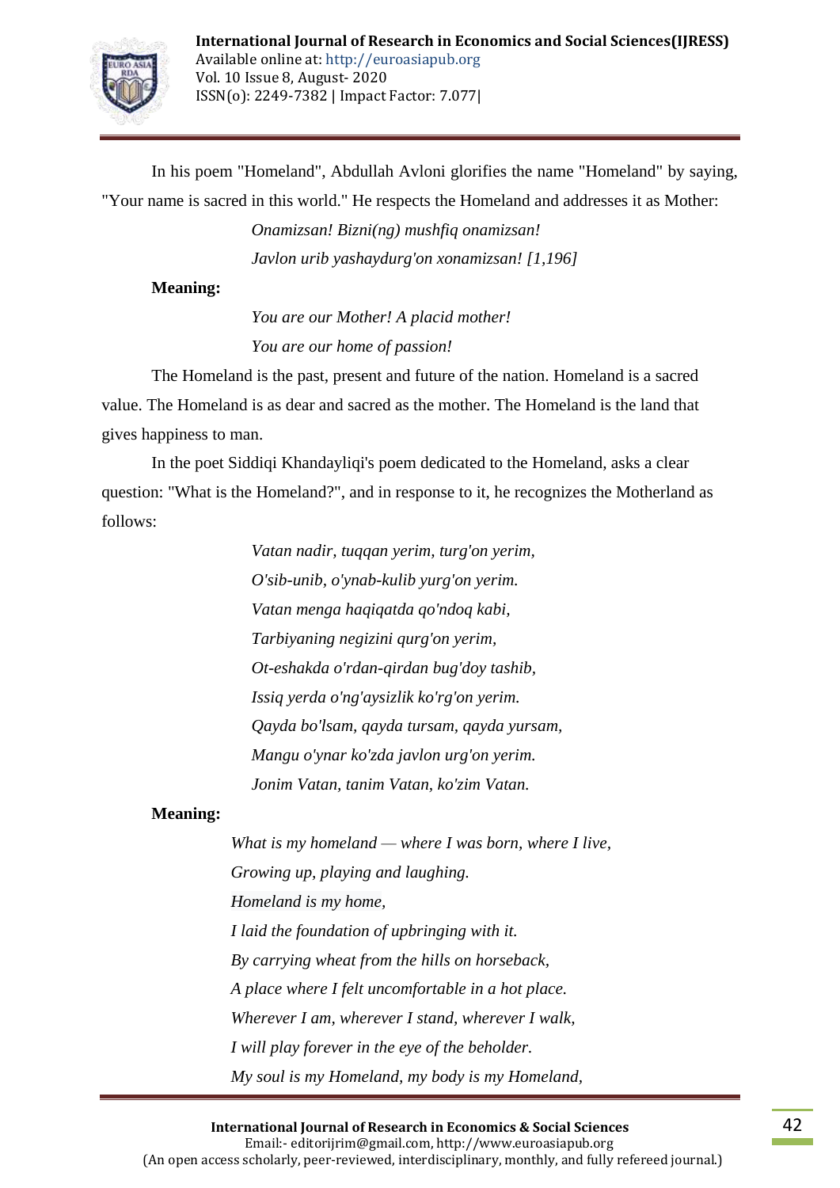In his poem "Homeland", Abdullah Avloni glorifies the name "Homeland" by saying, "Your name is sacred in this world." He respects the Homeland and addresses it as Mother:

*Onamizsan! Bizni(ng) mushfiq onamizsan!*
*Javlon urib yashaydurg'on xonamizsan! [1,196]*

**Meaning:**

*You are our Mother! A placid mother!*
*You are our home of passion!*

The Homeland is the past, present and future of the nation. Homeland is a sacred value. The Homeland is as dear and sacred as the mother. The Homeland is the land that gives happiness to man.

In the poet Siddiqi Khandayliqi's poem dedicated to the Homeland, asks a clear question: "What is the Homeland?", and in response to it, he recognizes the Motherland as follows:

*Vatan nadir, tuqqan yerim, turg'on yerim,*
*O'sib-unib, o'ynab-kulib yurg'on yerim.*
*Vatan menga haqiqatda qo'ndoq kabi,*
*Tarbiyaning negizini qurg'on yerim,*
*Ot-eshakda o'rdan-qirdan bug'doy tashib,*
*Issiq yerda o'ng'aysizlik ko'rg'on yerim.*
*Qayda bo'lsam, qayda tursam, qayda yursam,*
*Mangu o'ynar ko'zda javlon urg'on yerim.*
*Jonim Vatan, tanim Vatan, ko'zim Vatan.*

**Meaning:**

*What is my homeland — where I was born, where I live,*
*Growing up, playing and laughing.*
*Homeland is my home,*
*I laid the foundation of upbringing with it.*
*By carrying wheat from the hills on horseback,*
*A place where I felt uncomfortable in a hot place.*
*Wherever I am, wherever I stand, wherever I walk,*
*I will play forever in the eye of the beholder.*
*My soul is my Homeland, my body is my Homeland,*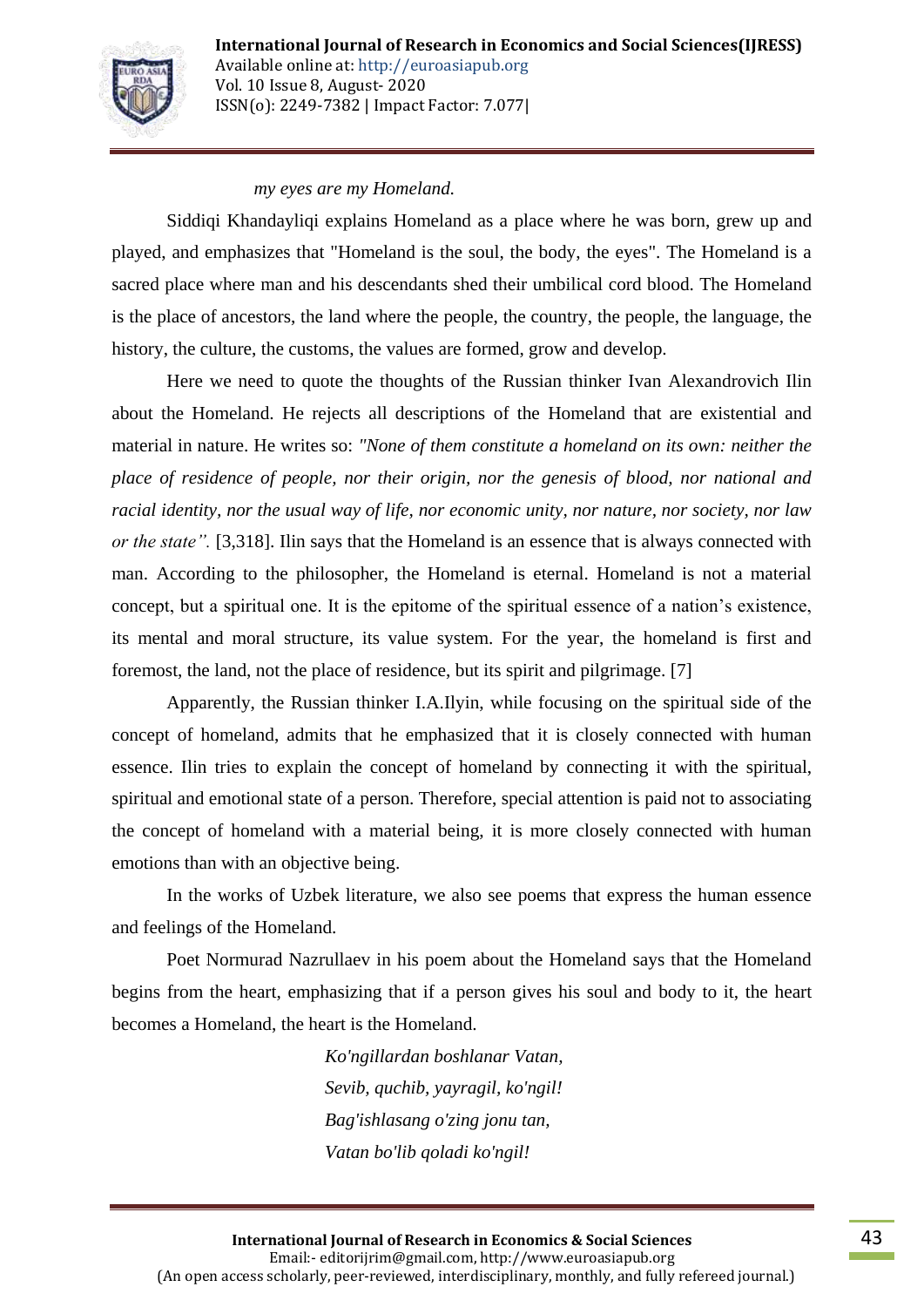*my eyes are my Homeland.*

Siddiqi Khandayliqi explains Homeland as a place where he was born, grew up and played, and emphasizes that "Homeland is the soul, the body, the eyes". The Homeland is a sacred place where man and his descendants shed their umbilical cord blood. The Homeland is the place of ancestors, the land where the people, the country, the people, the language, the history, the culture, the customs, the values are formed, grow and develop.

Here we need to quote the thoughts of the Russian thinker Ivan Alexandrovich Ilin about the Homeland. He rejects all descriptions of the Homeland that are existential and material in nature. He writes so: *"None of them constitute a homeland on its own: neither the place of residence of people, nor their origin, nor the genesis of blood, nor national and racial identity, nor the usual way of life, nor economic unity, nor nature, nor society, nor law or the state".* [3,318]. Ilin says that the Homeland is an essence that is always connected with man. According to the philosopher, the Homeland is eternal. Homeland is not a material concept, but a spiritual one. It is the epitome of the spiritual essence of a nation's existence, its mental and moral structure, its value system. For the year, the homeland is first and foremost, the land, not the place of residence, but its spirit and pilgrimage. [7]

Apparently, the Russian thinker I.A.Ilyin, while focusing on the spiritual side of the concept of homeland, admits that he emphasized that it is closely connected with human essence. Ilin tries to explain the concept of homeland by connecting it with the spiritual, spiritual and emotional state of a person. Therefore, special attention is paid not to associating the concept of homeland with a material being, it is more closely connected with human emotions than with an objective being.

In the works of Uzbek literature, we also see poems that express the human essence and feelings of the Homeland.

Poet Normurad Nazrullaev in his poem about the Homeland says that the Homeland begins from the heart, emphasizing that if a person gives his soul and body to it, the heart becomes a Homeland, the heart is the Homeland.

*Ko'ngillardan boshlanar Vatan,*
*Sevib, quchib, yayragil, ko'ngil!*
*Bag'ishlasang o'zing jonu tan,*
*Vatan bo'lib qoladi ko'ngil!*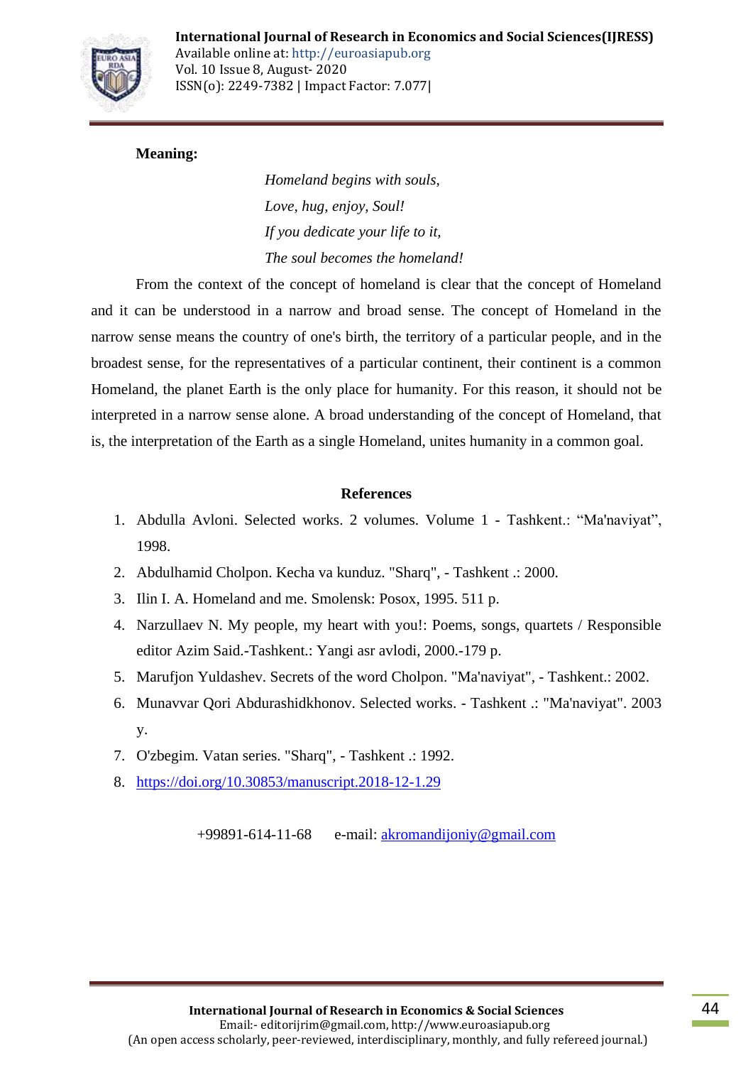**Meaning:**

*Homeland begins with souls,*
*Love, hug, enjoy, Soul!*
*If you dedicate your life to it,*
*The soul becomes the homeland!*

From the context of the concept of homeland is clear that the concept of Homeland and it can be understood in a narrow and broad sense. The concept of Homeland in the narrow sense means the country of one's birth, the territory of a particular people, and in the broadest sense, for the representatives of a particular continent, their continent is a common Homeland, the planet Earth is the only place for humanity. For this reason, it should not be interpreted in a narrow sense alone. A broad understanding of the concept of Homeland, that is, the interpretation of the Earth as a single Homeland, unites humanity in a common goal.

## References

1. Abdulla Avloni. Selected works. 2 volumes. Volume 1 - Tashkent.: "Ma'naviyat", 1998.
2. Abdulhamid Cholpon. Kecha va kunduz. "Sharq", - Tashkent .: 2000.
3. Ilin I. A. Homeland and me. Smolensk: Posox, 1995. 511 p.
4. Narzullaev N. My people, my heart with you!: Poems, songs, quartets / Responsible editor Azim Said.-Tashkent.: Yangi asr avlodi, 2000.-179 p.
5. Marufjon Yuldashev. Secrets of the word Cholpon. "Ma'naviyat", - Tashkent.: 2002.
6. Munavvar Qori Abdurashidkhonov. Selected works. - Tashkent .: "Ma'naviyat". 2003 y.
7. O'zbegim. Vatan series. "Sharq", - Tashkent .: 1992.
8. https://doi.org/10.30853/manuscript.2018-12-1.29

+99891-614-11-68 e-mail: akromandijoniy@gmail.com